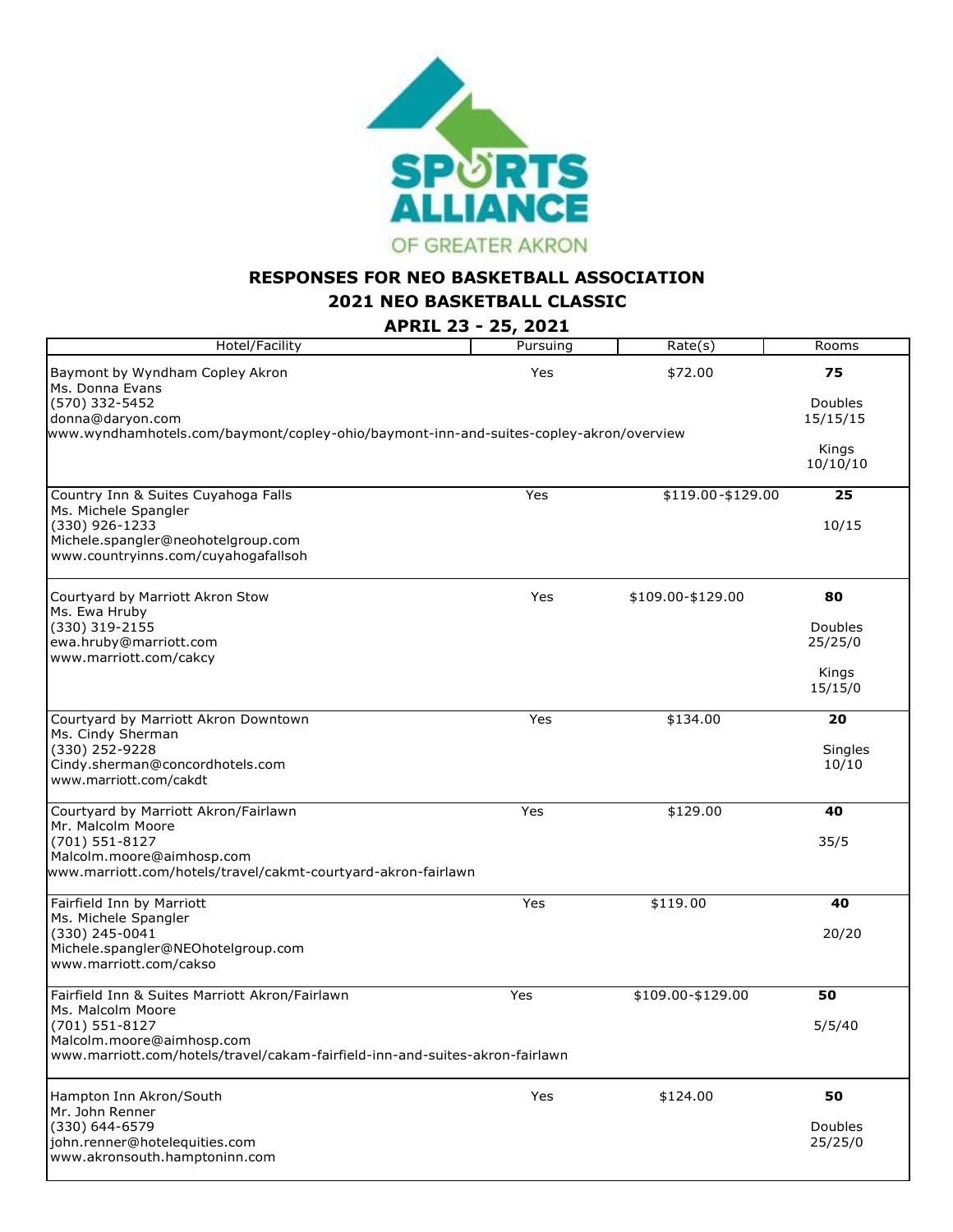# RESPONSES FOR NEO BASKETBALL ASSOCIATION

## 2021 NEO BASKETBALL CLASSIC

## APRIL 23 - 25, 2021

| Hotel/Facility | Pursuing | Rate(s) | Rooms |
|---|---|---|---|
| Baymont by Wyndham Copley Akron<br>Ms. Donna Evans<br>(570) 332-5452<br>donna@daryon.com<br>www.wyndhamhotels.com/baymont/copley-ohio/baymont-inn-and-suites-copley-akron/overview | Yes | $72.00 | **75**<br>Doubles<br>15/15/15<br>Kings<br>10/10/10 |
| Country Inn & Suites Cuyahoga Falls<br>Ms. Michele Spangler<br>(330) 926-1233<br>Michele.spangler@neohotelgroup.com<br>www.countryinns.com/cuyahogafallsoh | Yes | $119.00-$129.00 | **25**<br>10/15 |
| Courtyard by Marriott Akron Stow<br>Ms. Ewa Hruby<br>(330) 319-2155<br>ewa.hruby@marriott.com<br>www.marriott.com/cakcy | Yes | $109.00-$129.00 | **80**<br>Doubles<br>25/25/0<br>Kings<br>15/15/0 |
| Courtyard by Marriott Akron Downtown<br>Ms. Cindy Sherman<br>(330) 252-9228<br>Cindy.sherman@concordhotels.com<br>www.marriott.com/cakdt | Yes | $134.00 | **20**<br>Singles<br>10/10 |
| Courtyard by Marriott Akron/Fairlawn<br>Mr. Malcolm Moore<br>(701) 551-8127<br>Malcolm.moore@aimhosp.com<br>www.marriott.com/hotels/travel/cakmt-courtyard-akron-fairlawn | Yes | $129.00 | **40**<br>35/5 |
| Fairfield Inn by Marriott<br>Ms. Michele Spangler<br>(330) 245-0041<br>Michele.spangler@NEOhotelgroup.com<br>www.marriott.com/cakso | Yes | $119.00 | **40**<br>20/20 |
| Fairfield Inn & Suites Marriott Akron/Fairlawn<br>Ms. Malcolm Moore<br>(701) 551-8127<br>Malcolm.moore@aimhosp.com<br>www.marriott.com/hotels/travel/cakam-fairfield-inn-and-suites-akron-fairlawn | Yes | $109.00-$129.00 | **50**<br>5/5/40 |
| Hampton Inn Akron/South<br>Mr. John Renner<br>(330) 644-6579<br>john.renner@hotelequities.com<br>www.akronsouth.hamptoninn.com | Yes | $124.00 | **50**<br>Doubles<br>25/25/0 |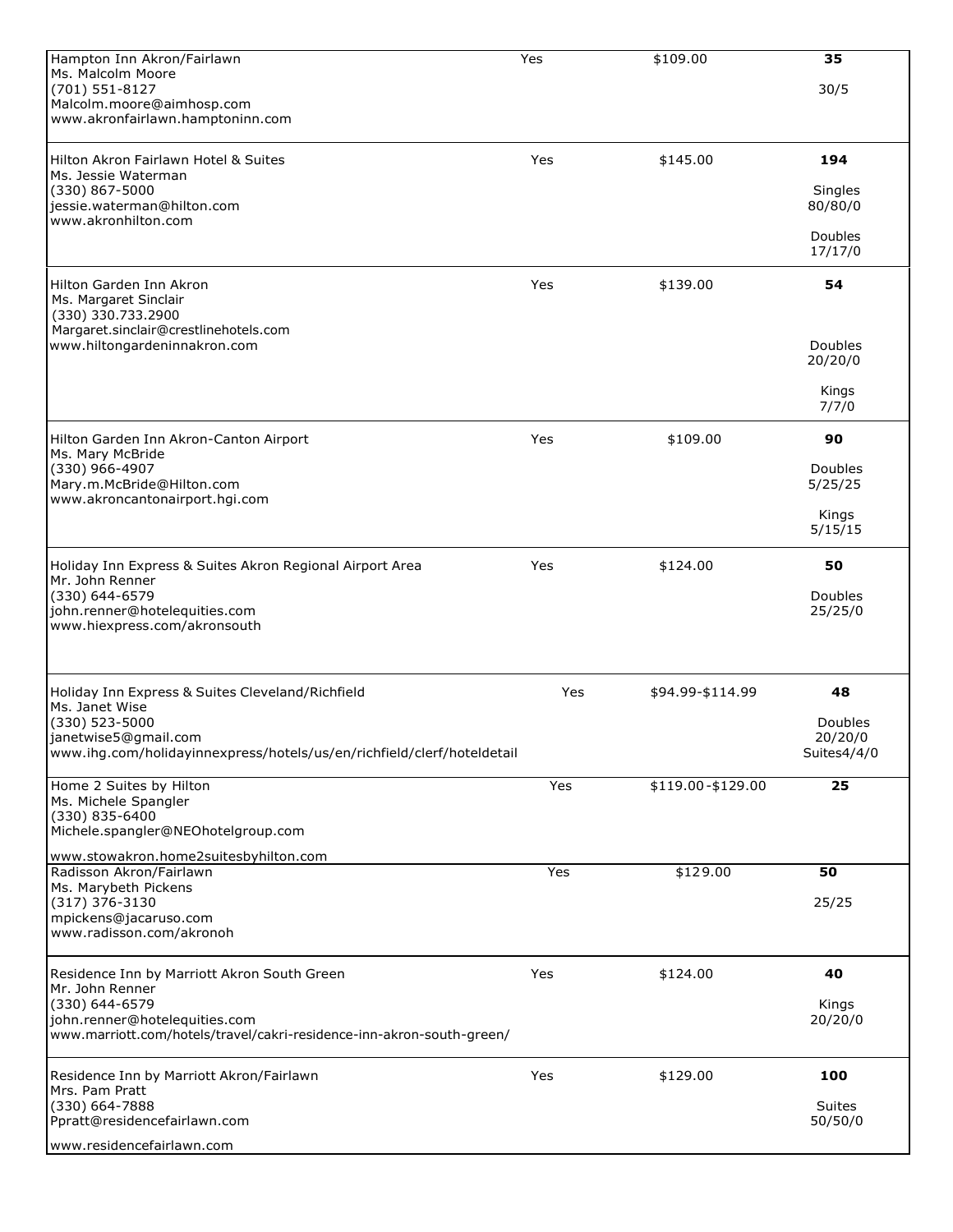| | | | |
|---|---|---|---|
| Hampton Inn Akron/Fairlawn<br>Ms. Malcolm Moore<br>(701) 551-8127<br>Malcolm.moore@aimhosp.com<br>www.akronfairlawn.hamptoninn.com | Yes | \$109.00 | **35**<br><br>30/5 |
| Hilton Akron Fairlawn Hotel & Suites<br>Ms. Jessie Waterman<br>(330) 867-5000<br>jessie.waterman@hilton.com<br>www.akronhilton.com | Yes | \$145.00 | **194**<br><br>Singles<br>80/80/0<br><br>Doubles<br>17/17/0 |
| Hilton Garden Inn Akron<br>Ms. Margaret Sinclair<br>(330) 330.733.2900<br>Margaret.sinclair@crestlinehotels.com<br>www.hiltongardeninnakron.com | Yes | \$139.00 | **54**<br><br>Doubles<br>20/20/0<br><br>Kings<br>7/7/0 |
| Hilton Garden Inn Akron-Canton Airport<br>Ms. Mary McBride<br>(330) 966-4907<br>Mary.m.McBride@Hilton.com<br>www.akroncantonairport.hgi.com | Yes | \$109.00 | **90**<br><br>Doubles<br>5/25/25<br><br>Kings<br>5/15/15 |
| Holiday Inn Express & Suites Akron Regional Airport Area<br>Mr. John Renner<br>(330) 644-6579<br>john.renner@hotelequities.com<br>www.hiexpress.com/akronsouth | Yes | \$124.00 | **50**<br><br>Doubles<br>25/25/0 |
| Holiday Inn Express & Suites Cleveland/Richfield<br>Ms. Janet Wise<br>(330) 523-5000<br>janetwise5@gmail.com<br>www.ihg.com/holidayinnexpress/hotels/us/en/richfield/clerf/hoteldetail | Yes | \$94.99-\$114.99 | **48**<br><br>Doubles<br>20/20/0<br>Suites4/4/0 |
| Home 2 Suites by Hilton<br>Ms. Michele Spangler<br>(330) 835-6400<br>Michele.spangler@NEOhotelgroup.com<br>www.stowakron.home2suitesbyhilton.com | Yes | \$119.00-\$129.00 | **25** |
| Radisson Akron/Fairlawn<br>Ms. Marybeth Pickens<br>(317) 376-3130<br>mpickens@jacaruso.com<br>www.radisson.com/akronoh | Yes | \$129.00 | **50**<br><br>25/25 |
| Residence Inn by Marriott Akron South Green<br>Mr. John Renner<br>(330) 644-6579<br>john.renner@hotelequities.com<br>www.marriott.com/hotels/travel/cakri-residence-inn-akron-south-green/ | Yes | \$124.00 | **40**<br><br>Kings<br>20/20/0 |
| Residence Inn by Marriott Akron/Fairlawn<br>Mrs. Pam Pratt<br>(330) 664-7888<br>Ppratt@residencefairlawn.com<br>www.residencefairlawn.com | Yes | \$129.00 | **100**<br><br>Suites<br>50/50/0 |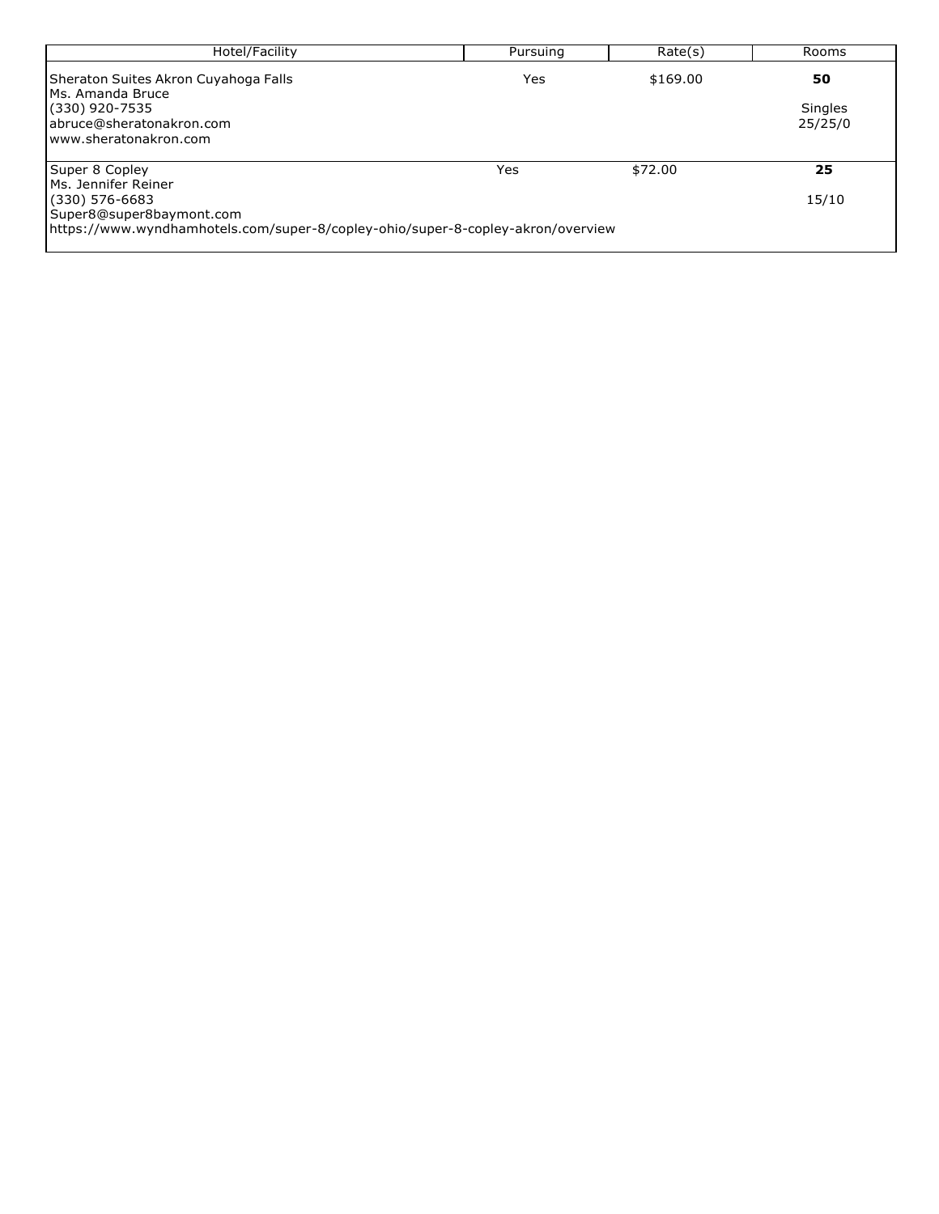| Hotel/Facility | Pursuing | Rate(s) | Rooms |
|---|---|---|---|
| Sheraton Suites Akron Cuyahoga Falls<br>Ms. Amanda Bruce<br>(330) 920-7535<br>abruce@sheratonakron.com<br>www.sheratonakron.com | Yes | $169.00 | **50**<br><br>Singles<br>25/25/0 |
| Super 8 Copley<br>Ms. Jennifer Reiner<br>(330) 576-6683<br>Super8@super8baymont.com<br>https://www.wyndhamhotels.com/super-8/copley-ohio/super-8-copley-akron/overview | Yes | $72.00 | **25**<br><br>15/10 |